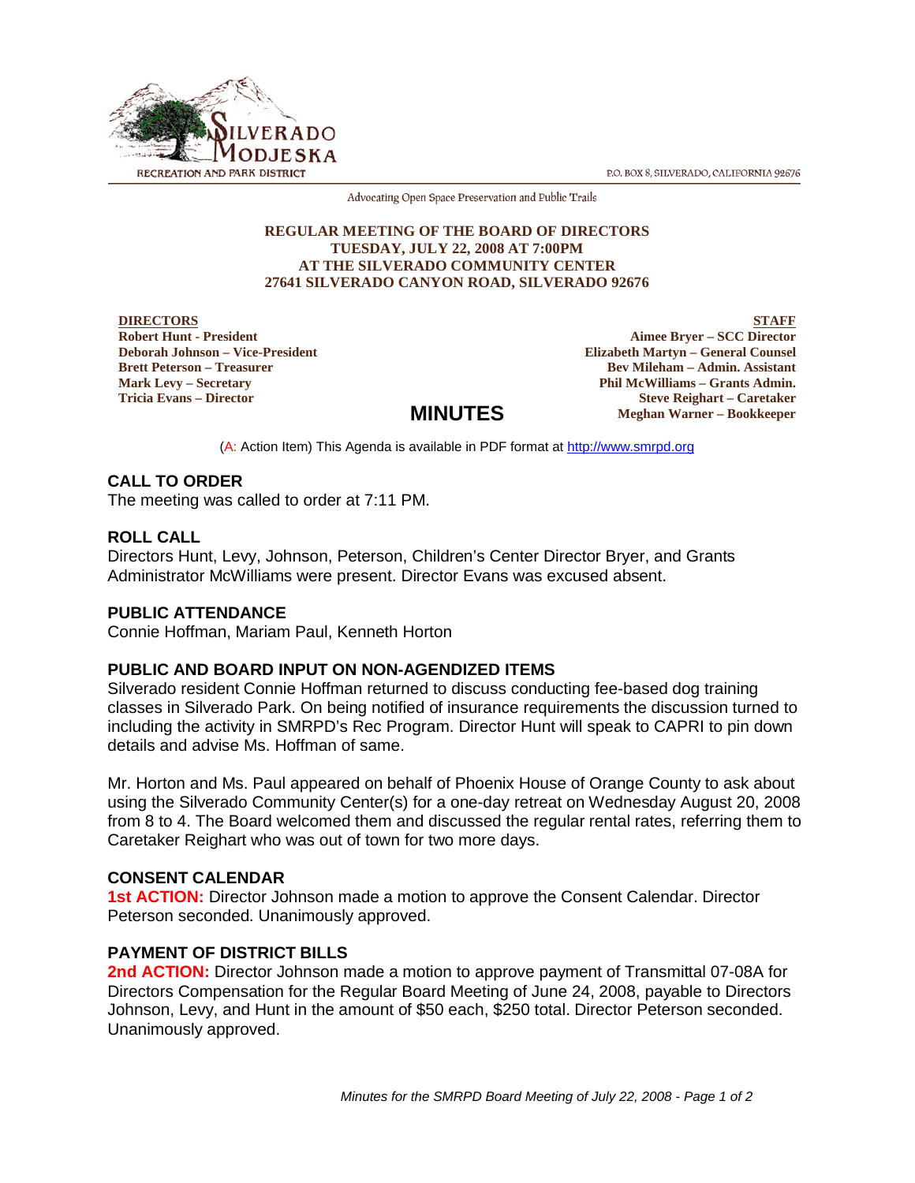SILVERADO MODJESKA

RECREATION AND PARK DISTRICT

P.O. BOX 8, SILVERADO, CALIFORNIA 92676

Advocating Open Space Preservation and Public Trails

**REGULAR MEETING OF THE BOARD OF DIRECTORS**
**TUESDAY, JULY 22, 2008 AT 7:00PM**
**AT THE SILVERADO COMMUNITY CENTER**
**27641 SILVERADO CANYON ROAD, SILVERADO 92676**

| DIRECTORS | STAFF |
|---|---|
| Robert Hunt - President | Aimee Bryer – SCC Director |
| Deborah Johnson – Vice-President | Elizabeth Martyn – General Counsel |
| Brett Peterson – Treasurer | Bev Mileham – Admin. Assistant |
| Mark Levy – Secretary | Phil McWilliams – Grants Admin. |
| Tricia Evans – Director | Steve Reighart – Caretaker |
| | Meghan Warner – Bookkeeper |

# MINUTES

(A: Action Item) This Agenda is available in PDF format at http://www.smrpd.org

## CALL TO ORDER

The meeting was called to order at 7:11 PM.

## ROLL CALL

Directors Hunt, Levy, Johnson, Peterson, Children's Center Director Bryer, and Grants Administrator McWilliams were present. Director Evans was excused absent.

## PUBLIC ATTENDANCE

Connie Hoffman, Mariam Paul, Kenneth Horton

## PUBLIC AND BOARD INPUT ON NON-AGENDIZED ITEMS

Silverado resident Connie Hoffman returned to discuss conducting fee-based dog training classes in Silverado Park. On being notified of insurance requirements the discussion turned to including the activity in SMRPD's Rec Program. Director Hunt will speak to CAPRI to pin down details and advise Ms. Hoffman of same.

Mr. Horton and Ms. Paul appeared on behalf of Phoenix House of Orange County to ask about using the Silverado Community Center(s) for a one-day retreat on Wednesday August 20, 2008 from 8 to 4. The Board welcomed them and discussed the regular rental rates, referring them to Caretaker Reighart who was out of town for two more days.

## CONSENT CALENDAR

**1st ACTION:** Director Johnson made a motion to approve the Consent Calendar. Director Peterson seconded. Unanimously approved.

## PAYMENT OF DISTRICT BILLS

**2nd ACTION:** Director Johnson made a motion to approve payment of Transmittal 07-08A for Directors Compensation for the Regular Board Meeting of June 24, 2008, payable to Directors Johnson, Levy, and Hunt in the amount of $50 each, $250 total. Director Peterson seconded. Unanimously approved.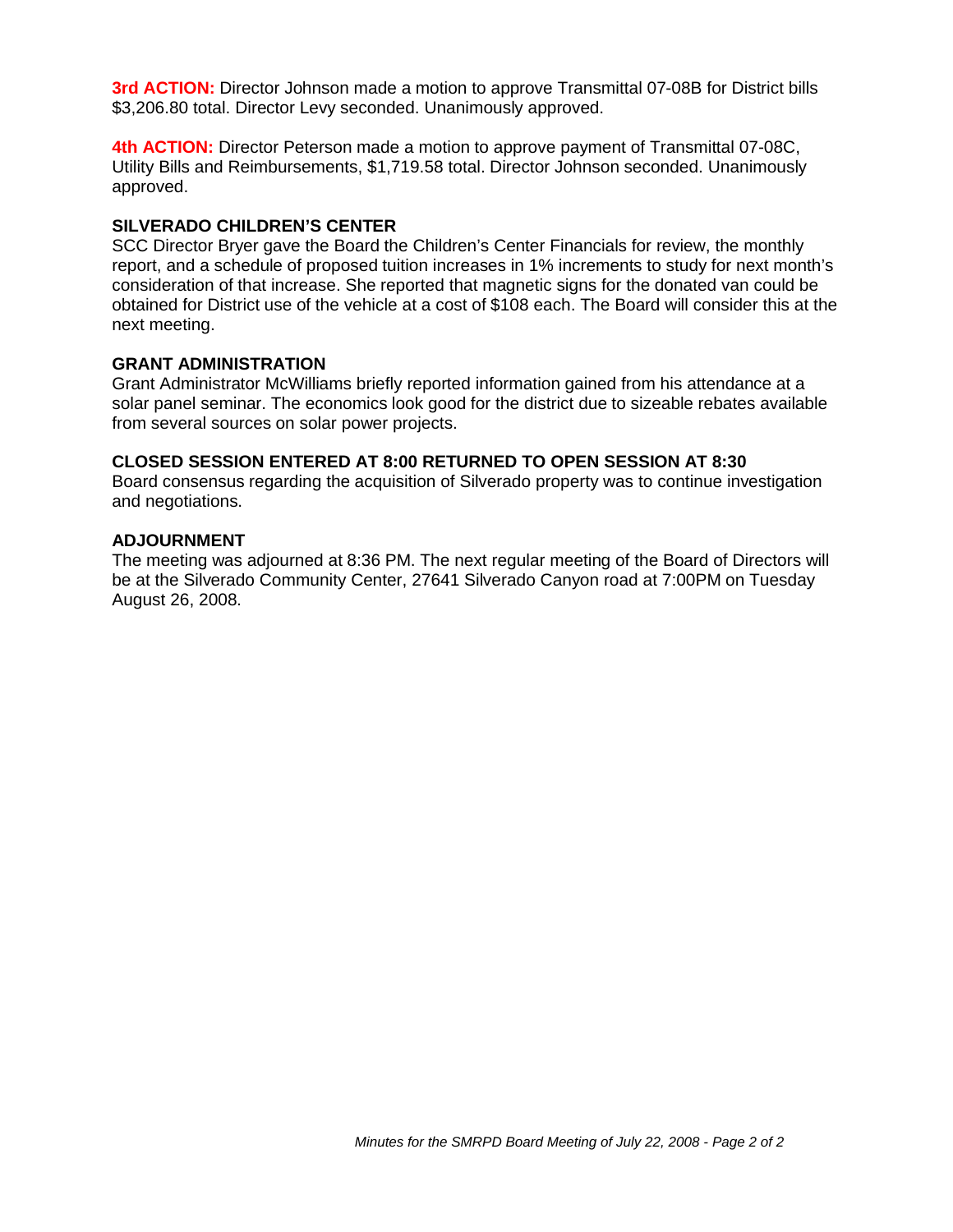**3rd ACTION:** Director Johnson made a motion to approve Transmittal 07-08B for District bills $3,206.80 total. Director Levy seconded. Unanimously approved.

**4th ACTION:** Director Peterson made a motion to approve payment of Transmittal 07-08C, Utility Bills and Reimbursements, $1,719.58 total. Director Johnson seconded. Unanimously approved.

### SILVERADO CHILDREN'S CENTER

SCC Director Bryer gave the Board the Children's Center Financials for review, the monthly report, and a schedule of proposed tuition increases in 1% increments to study for next month's consideration of that increase. She reported that magnetic signs for the donated van could be obtained for District use of the vehicle at a cost of $108 each. The Board will consider this at the next meeting.

### GRANT ADMINISTRATION

Grant Administrator McWilliams briefly reported information gained from his attendance at a solar panel seminar. The economics look good for the district due to sizeable rebates available from several sources on solar power projects.

### CLOSED SESSION ENTERED AT 8:00 RETURNED TO OPEN SESSION AT 8:30

Board consensus regarding the acquisition of Silverado property was to continue investigation and negotiations.

### ADJOURNMENT

The meeting was adjourned at 8:36 PM. The next regular meeting of the Board of Directors will be at the Silverado Community Center, 27641 Silverado Canyon road at 7:00PM on Tuesday August 26, 2008.